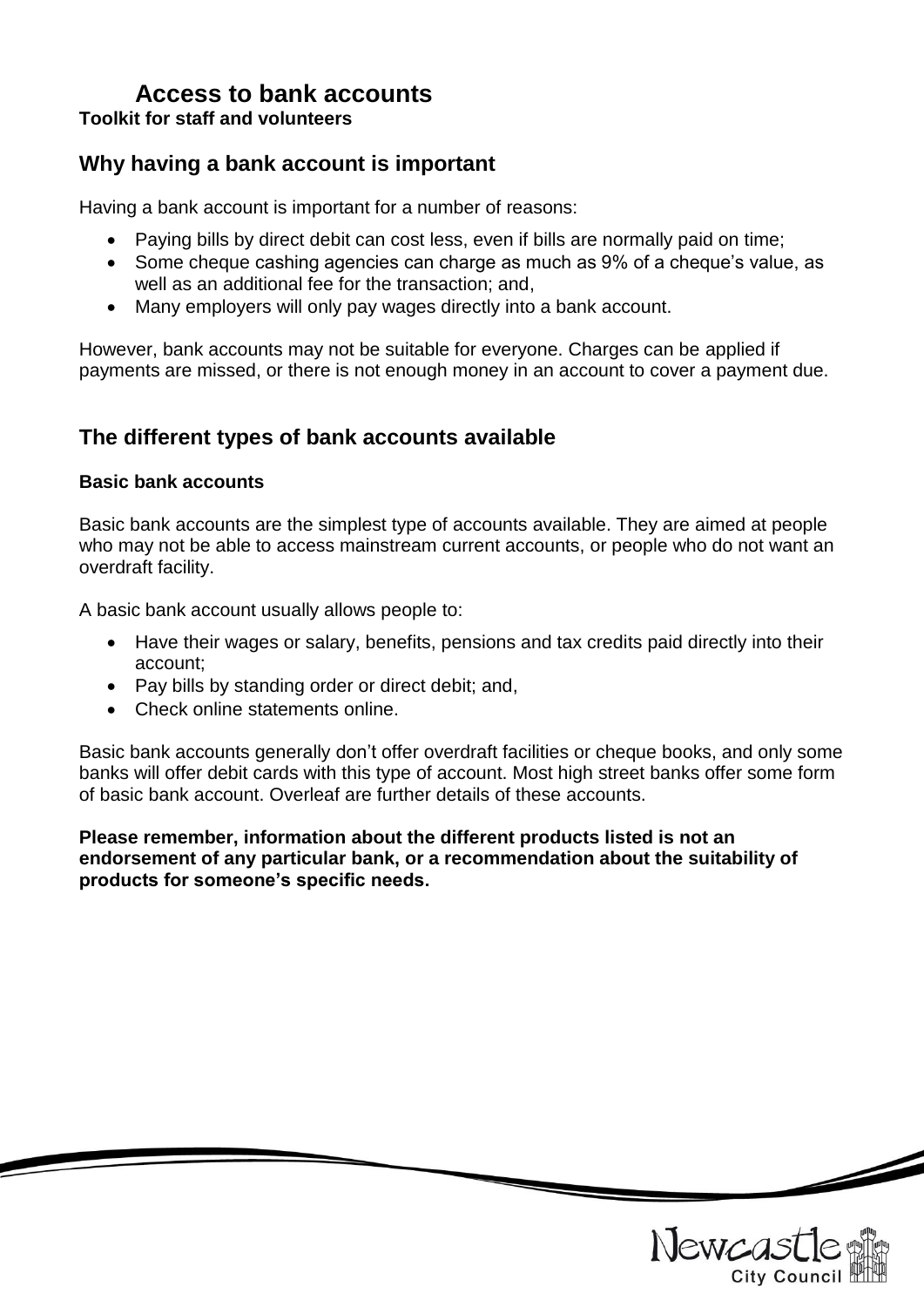# Access to bank accounts

**Toolkit for staff and volunteers**

## Why having a bank account is important

Having a bank account is important for a number of reasons:

- Paying bills by direct debit can cost less, even if bills are normally paid on time;
- Some cheque cashing agencies can charge as much as 9% of a cheque's value, as well as an additional fee for the transaction; and,
- Many employers will only pay wages directly into a bank account.

However, bank accounts may not be suitable for everyone. Charges can be applied if payments are missed, or there is not enough money in an account to cover a payment due.

## The different types of bank accounts available

### Basic bank accounts

Basic bank accounts are the simplest type of accounts available. They are aimed at people who may not be able to access mainstream current accounts, or people who do not want an overdraft facility.

A basic bank account usually allows people to:

- Have their wages or salary, benefits, pensions and tax credits paid directly into their account;
- Pay bills by standing order or direct debit; and,
- Check online statements online.

Basic bank accounts generally don't offer overdraft facilities or cheque books, and only some banks will offer debit cards with this type of account. Most high street banks offer some form of basic bank account. Overleaf are further details of these accounts.

**Please remember, information about the different products listed is not an endorsement of any particular bank, or a recommendation about the suitability of products for someone's specific needs.**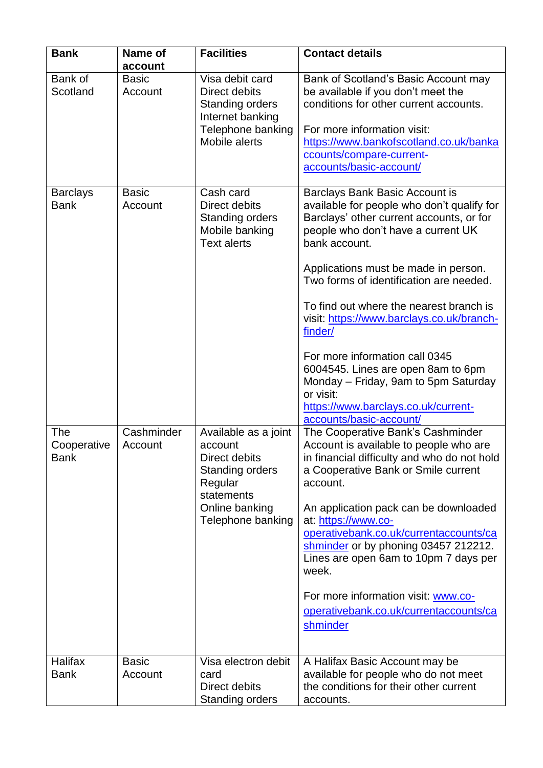| Bank | Name of account | Facilities | Contact details |
|---|---|---|---|
| Bank of Scotland | Basic Account | Visa debit card<br>Direct debits<br>Standing orders<br>Internet banking<br>Telephone banking<br>Mobile alerts | Bank of Scotland's Basic Account may be available if you don't meet the conditions for other current accounts.<br><br>For more information visit: [https://www.bankofscotland.co.uk/bankaccounts/compare-current-accounts/basic-account/](https://www.bankofscotland.co.uk/bankaccounts/compare-current-accounts/basic-account/) |
| Barclays Bank | Basic Account | Cash card<br>Direct debits<br>Standing orders<br>Mobile banking<br>Text alerts | Barclays Bank Basic Account is available for people who don't qualify for Barclays' other current accounts, or for people who don't have a current UK bank account.<br><br>Applications must be made in person. Two forms of identification are needed.<br><br>To find out where the nearest branch is visit: [https://www.barclays.co.uk/branch-finder/](https://www.barclays.co.uk/branch-finder/)<br><br>For more information call 0345 6004545. Lines are open 8am to 6pm Monday – Friday, 9am to 5pm Saturday or visit: [https://www.barclays.co.uk/current-accounts/basic-account/](https://www.barclays.co.uk/current-accounts/basic-account/) |
| The Cooperative Bank | Cashminder Account | Available as a joint account<br>Direct debits<br>Standing orders<br>Regular statements<br>Online banking<br>Telephone banking | The Cooperative Bank's Cashminder Account is available to people who are in financial difficulty and who do not hold a Cooperative Bank or Smile current account.<br><br>An application pack can be downloaded at: [https://www.co-operativebank.co.uk/currentaccounts/cashminder](https://www.co-operativebank.co.uk/currentaccounts/cashminder) or by phoning 03457 212212. Lines are open 6am to 10pm 7 days per week.<br><br>For more information visit: [www.co-operativebank.co.uk/currentaccounts/cashminder](www.co-operativebank.co.uk/currentaccounts/cashminder) |
| Halifax Bank | Basic Account | Visa electron debit card<br>Direct debits<br>Standing orders | A Halifax Basic Account may be available for people who do not meet the conditions for their other current accounts. |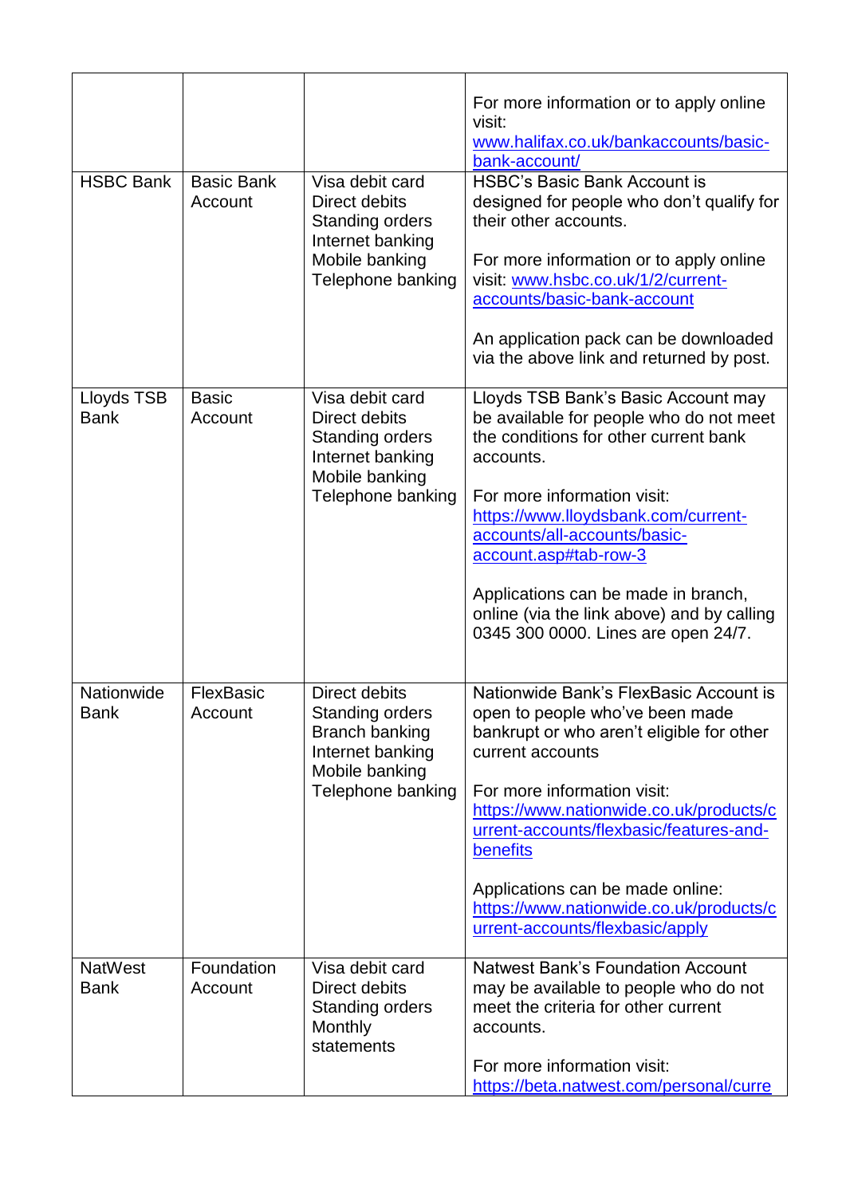| | | | |
|---|---|---|---|
| | | | For more information or to apply online visit: www.halifax.co.uk/bankaccounts/basic-bank-account/ |
| HSBC Bank | Basic Bank Account | Visa debit card<br>Direct debits<br>Standing orders<br>Internet banking<br>Mobile banking<br>Telephone banking | HSBC's Basic Bank Account is designed for people who don't qualify for their other accounts.<br><br>For more information or to apply online visit: www.hsbc.co.uk/1/2/current-accounts/basic-bank-account<br><br>An application pack can be downloaded via the above link and returned by post. |
| Lloyds TSB Bank | Basic Account | Visa debit card<br>Direct debits<br>Standing orders<br>Internet banking<br>Mobile banking<br>Telephone banking | Lloyds TSB Bank's Basic Account may be available for people who do not meet the conditions for other current bank accounts.<br><br>For more information visit: https://www.lloydsbank.com/current-accounts/all-accounts/basic-account.asp#tab-row-3<br><br>Applications can be made in branch, online (via the link above) and by calling 0345 300 0000. Lines are open 24/7. |
| Nationwide Bank | FlexBasic Account | Direct debits<br>Standing orders<br>Branch banking<br>Internet banking<br>Mobile banking<br>Telephone banking | Nationwide Bank's FlexBasic Account is open to people who've been made bankrupt or who aren't eligible for other current accounts<br><br>For more information visit: https://www.nationwide.co.uk/products/current-accounts/flexbasic/features-and-benefits<br><br>Applications can be made online: https://www.nationwide.co.uk/products/current-accounts/flexbasic/apply |
| NatWest Bank | Foundation Account | Visa debit card<br>Direct debits<br>Standing orders<br>Monthly statements | Natwest Bank's Foundation Account may be available to people who do not meet the criteria for other current accounts.<br><br>For more information visit: https://beta.natwest.com/personal/curre |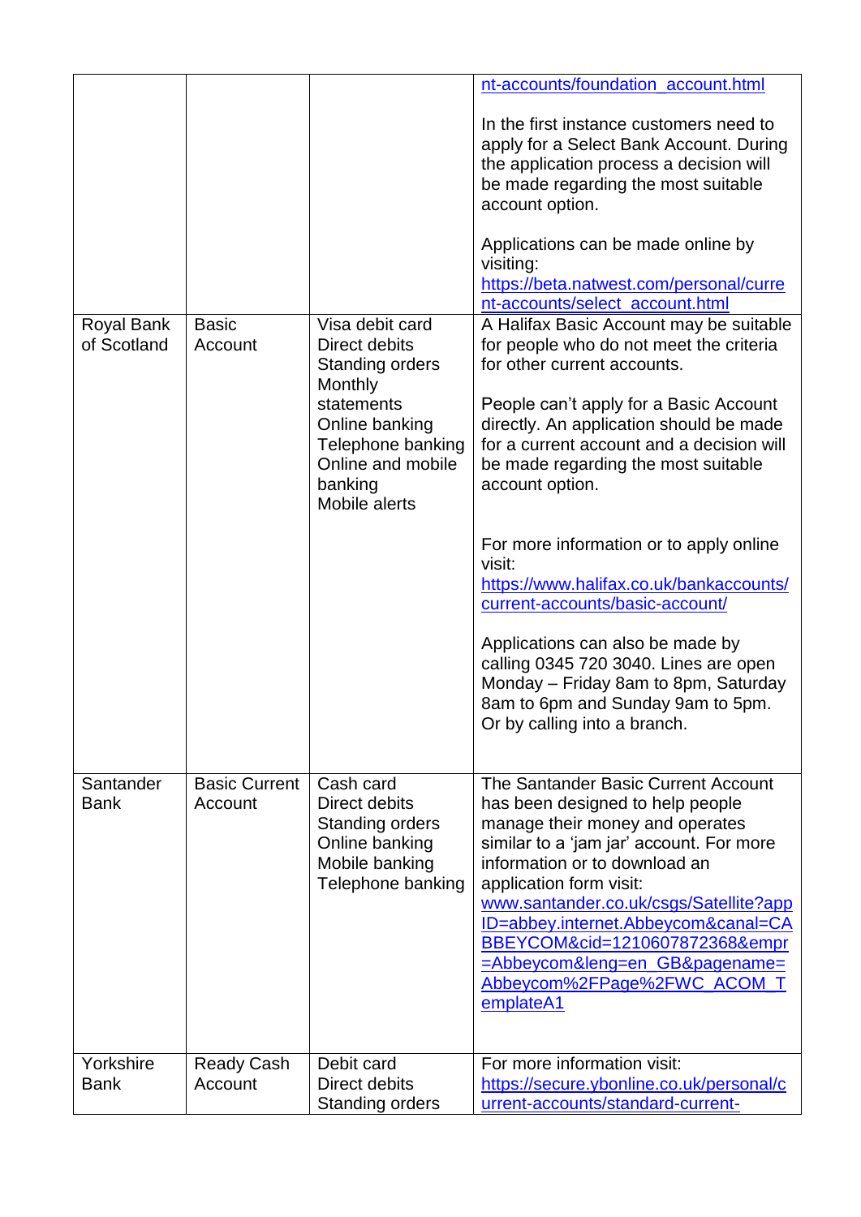| | | | |
|---|---|---|---|
| | | | nt-accounts/foundation_account.html<br><br>In the first instance customers need to apply for a Select Bank Account. During the application process a decision will be made regarding the most suitable account option.<br><br>Applications can be made online by visiting: https://beta.natwest.com/personal/current-accounts/select_account.html |
| Royal Bank of Scotland | Basic Account | Visa debit card<br>Direct debits<br>Standing orders<br>Monthly statements<br>Online banking<br>Telephone banking<br>Online and mobile banking<br>Mobile alerts | A Halifax Basic Account may be suitable for people who do not meet the criteria for other current accounts.<br><br>People can't apply for a Basic Account directly. An application should be made for a current account and a decision will be made regarding the most suitable account option.<br><br>For more information or to apply online visit: https://www.halifax.co.uk/bankaccounts/current-accounts/basic-account/<br><br>Applications can also be made by calling 0345 720 3040. Lines are open Monday – Friday 8am to 8pm, Saturday 8am to 6pm and Sunday 9am to 5pm. Or by calling into a branch. |
| Santander Bank | Basic Current Account | Cash card<br>Direct debits<br>Standing orders<br>Online banking<br>Mobile banking<br>Telephone banking | The Santander Basic Current Account has been designed to help people manage their money and operates similar to a 'jam jar' account. For more information or to download an application form visit: www.santander.co.uk/csgs/Satellite?appID=abbey.internet.Abbeycom&canal=CABBEYCOM&cid=1210607872368&empr=Abbeycom&leng=en_GB&pagename=Abbeycom%2FPage%2FWC_ACOM_TemplateA1 |
| Yorkshire Bank | Ready Cash Account | Debit card<br>Direct debits<br>Standing orders | For more information visit: https://secure.ybonline.co.uk/personal/current-accounts/standard-current- |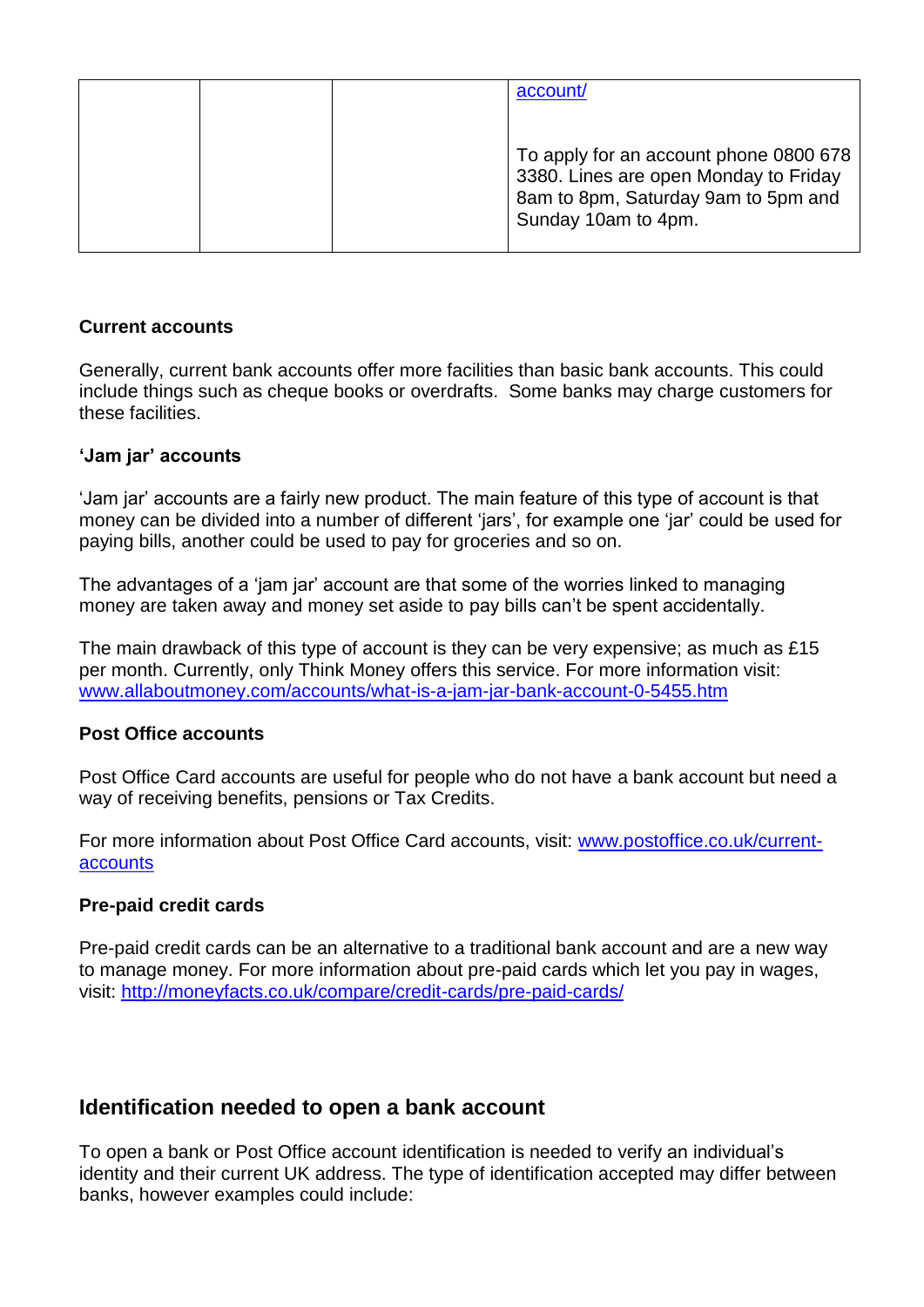| | | | account/<br><br>To apply for an account phone 0800 678 3380. Lines are open Monday to Friday 8am to 8pm, Saturday 9am to 5pm and Sunday 10am to 4pm. |
|---|---|---|---|

**Current accounts**

Generally, current bank accounts offer more facilities than basic bank accounts. This could include things such as cheque books or overdrafts. Some banks may charge customers for these facilities.

**'Jam jar' accounts**

'Jam jar' accounts are a fairly new product. The main feature of this type of account is that money can be divided into a number of different 'jars', for example one 'jar' could be used for paying bills, another could be used to pay for groceries and so on.

The advantages of a 'jam jar' account are that some of the worries linked to managing money are taken away and money set aside to pay bills can't be spent accidentally.

The main drawback of this type of account is they can be very expensive; as much as £15 per month. Currently, only Think Money offers this service. For more information visit: www.allaboutmoney.com/accounts/what-is-a-jam-jar-bank-account-0-5455.htm

**Post Office accounts**

Post Office Card accounts are useful for people who do not have a bank account but need a way of receiving benefits, pensions or Tax Credits.

For more information about Post Office Card accounts, visit: www.postoffice.co.uk/current-accounts

**Pre-paid credit cards**

Pre-paid credit cards can be an alternative to a traditional bank account and are a new way to manage money. For more information about pre-paid cards which let you pay in wages, visit: http://moneyfacts.co.uk/compare/credit-cards/pre-paid-cards/

## Identification needed to open a bank account

To open a bank or Post Office account identification is needed to verify an individual's identity and their current UK address. The type of identification accepted may differ between banks, however examples could include: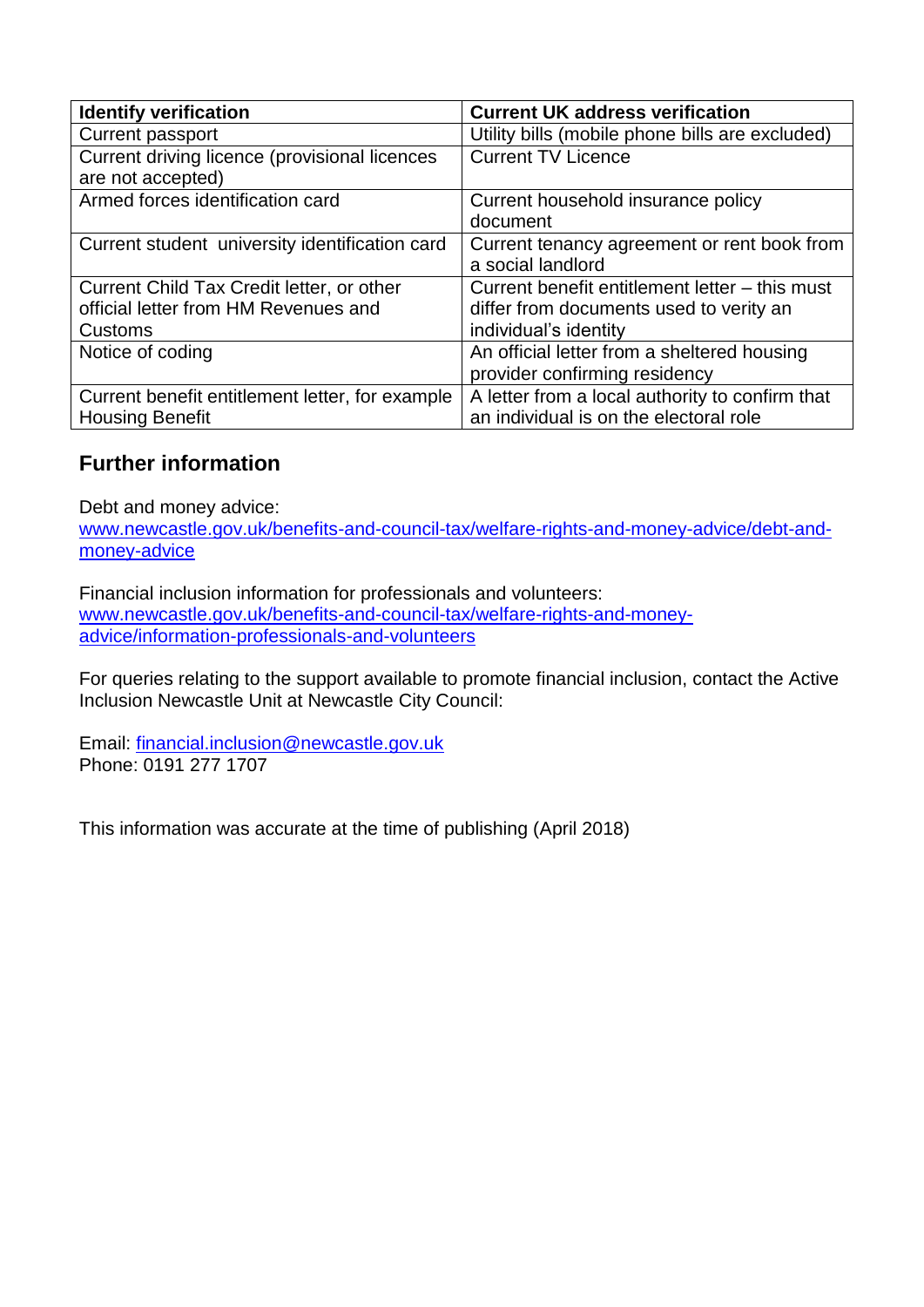| Identify verification | Current UK address verification |
| --- | --- |
| Current passport | Utility bills (mobile phone bills are excluded) |
| Current driving licence (provisional licences are not accepted) | Current TV Licence |
| Armed forces identification card | Current household insurance policy document |
| Current student university identification card | Current tenancy agreement or rent book from a social landlord |
| Current Child Tax Credit letter, or other official letter from HM Revenues and Customs | Current benefit entitlement letter – this must differ from documents used to verity an individual's identity |
| Notice of coding | An official letter from a sheltered housing provider confirming residency |
| Current benefit entitlement letter, for example Housing Benefit | A letter from a local authority to confirm that an individual is on the electoral role |

## Further information

Debt and money advice:
[www.newcastle.gov.uk/benefits-and-council-tax/welfare-rights-and-money-advice/debt-and-money-advice](www.newcastle.gov.uk/benefits-and-council-tax/welfare-rights-and-money-advice/debt-and-money-advice)

Financial inclusion information for professionals and volunteers:
[www.newcastle.gov.uk/benefits-and-council-tax/welfare-rights-and-money-advice/information-professionals-and-volunteers](www.newcastle.gov.uk/benefits-and-council-tax/welfare-rights-and-money-advice/information-professionals-and-volunteers)

For queries relating to the support available to promote financial inclusion, contact the Active Inclusion Newcastle Unit at Newcastle City Council:

Email: [financial.inclusion@newcastle.gov.uk](mailto:financial.inclusion@newcastle.gov.uk)
Phone: 0191 277 1707

This information was accurate at the time of publishing (April 2018)